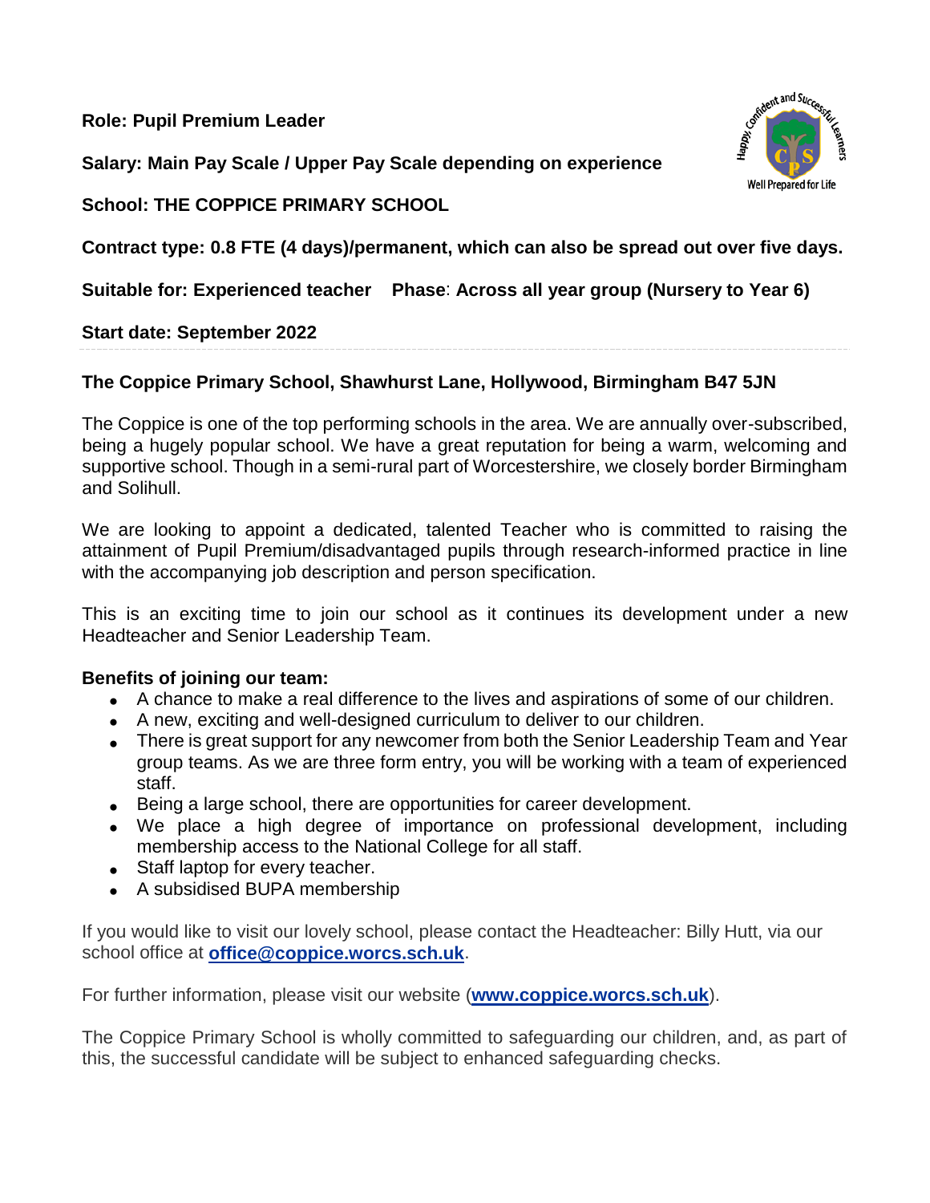**Role: Pupil Premium Leader**

**Salary: Main Pay Scale / Upper Pay Scale depending on experience**

**School: THE COPPICE PRIMARY SCHOOL**

**Contract type: 0.8 FTE (4 days)/permanent, which can also be spread out over five days.**

**Suitable for: Experienced teacher** **Phase: Across all year group (Nursery to Year 6)**

**Start date: September 2022**

---

**The Coppice Primary School, Shawhurst Lane, Hollywood, Birmingham B47 5JN**

The Coppice is one of the top performing schools in the area. We are annually over-subscribed, being a hugely popular school. We have a great reputation for being a warm, welcoming and supportive school. Though in a semi-rural part of Worcestershire, we closely border Birmingham and Solihull.

We are looking to appoint a dedicated, talented Teacher who is committed to raising the attainment of Pupil Premium/disadvantaged pupils through research-informed practice in line with the accompanying job description and person specification.

This is an exciting time to join our school as it continues its development under a new Headteacher and Senior Leadership Team.

**Benefits of joining our team:**

- A chance to make a real difference to the lives and aspirations of some of our children.
- A new, exciting and well-designed curriculum to deliver to our children.
- There is great support for any newcomer from both the Senior Leadership Team and Year group teams. As we are three form entry, you will be working with a team of experienced staff.
- Being a large school, there are opportunities for career development.
- We place a high degree of importance on professional development, including membership access to the National College for all staff.
- Staff laptop for every teacher.
- A subsidised BUPA membership

If you would like to visit our lovely school, please contact the Headteacher: Billy Hutt, via our school office at **office@coppice.worcs.sch.uk**.

For further information, please visit our website (**www.coppice.worcs.sch.uk**).

The Coppice Primary School is wholly committed to safeguarding our children, and, as part of this, the successful candidate will be subject to enhanced safeguarding checks.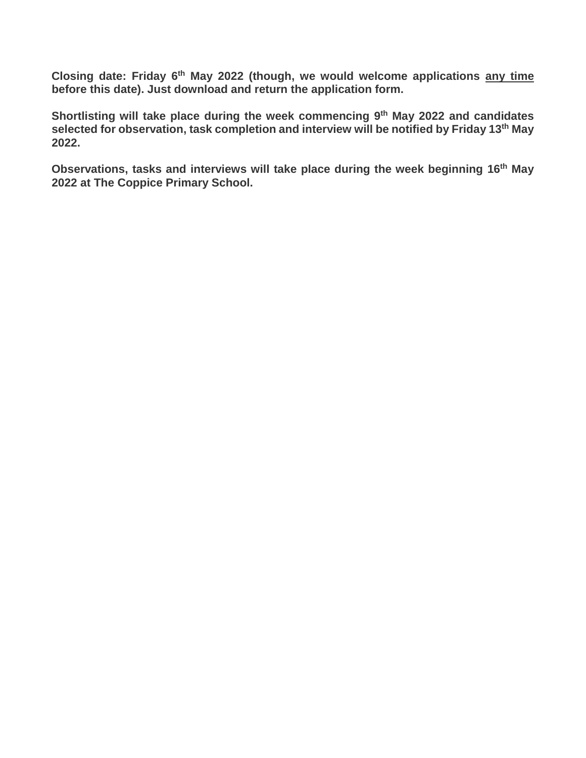**Closing date: Friday 6th May 2022 (though, we would welcome applications <u>any time</u> before this date). Just download and return the application form.**

**Shortlisting will take place during the week commencing 9th May 2022 and candidates selected for observation, task completion and interview will be notified by Friday 13th May 2022.**

**Observations, tasks and interviews will take place during the week beginning 16th May 2022 at The Coppice Primary School.**